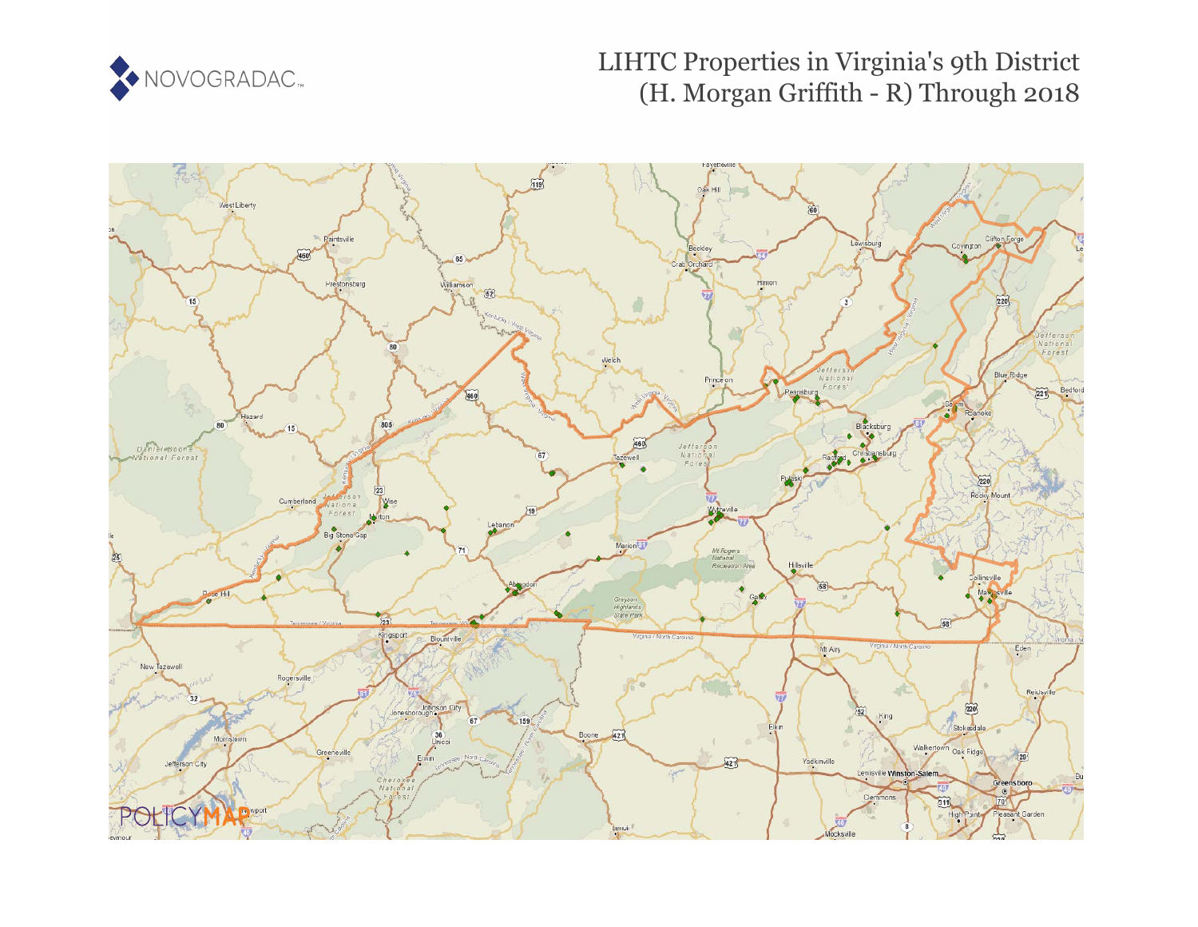# LIHTC Properties in Virginia's 9th District (H. Morgan Griffith - R) Through 2018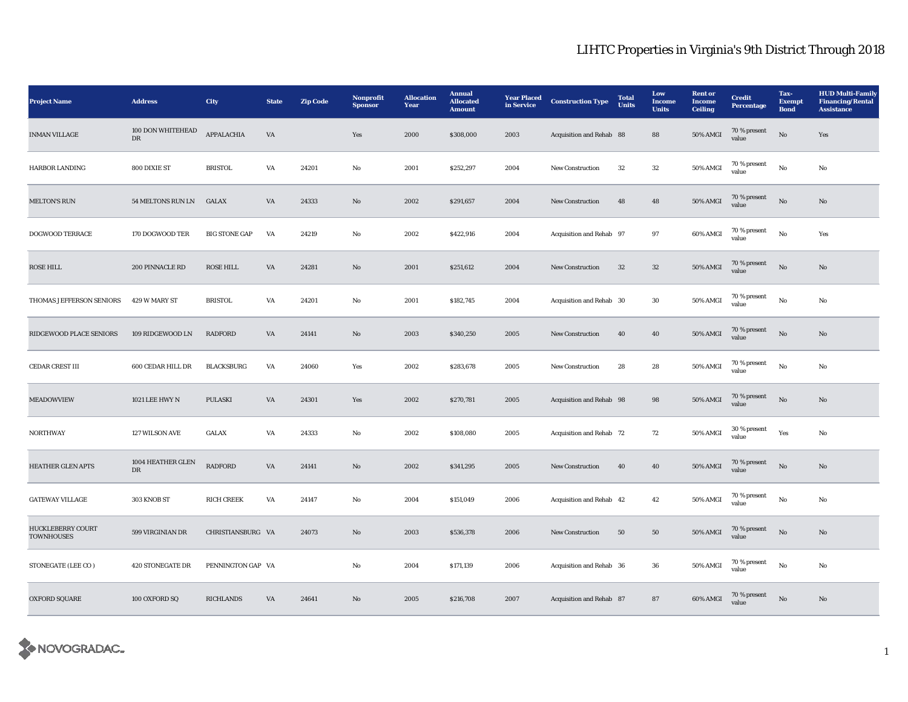# LIHTC Properties in Virginia's 9th District Through 2018

| Project Name | Address | City | State | Zip Code | Nonprofit Sponsor | Allocation Year | Annual Allocated Amount | Year Placed in Service | Construction Type | Total Units | Low Income Units | Rent or Income Ceiling | Credit Percentage | Tax-Exempt Bond | HUD Multi-Family Financing/Rental Assistance |
|---|---|---|---|---|---|---|---|---|---|---|---|---|---|---|---|
| INMAN VILLAGE | 100 DON WHITEHEAD DR | APPALACHIA | VA | | Yes | 2000 | $308,000 | 2003 | Acquisition and Rehab | 88 | 88 | 50% AMGI | 70 % present value | No | Yes |
| HARBOR LANDING | 800 DIXIE ST | BRISTOL | VA | 24201 | No | 2001 | $252,297 | 2004 | New Construction | 32 | 32 | 50% AMGI | 70 % present value | No | No |
| MELTON'S RUN | 54 MELTONS RUN LN | GALAX | VA | 24333 | No | 2002 | $291,657 | 2004 | New Construction | 48 | 48 | 50% AMGI | 70 % present value | No | No |
| DOGWOOD TERRACE | 170 DOGWOOD TER | BIG STONE GAP | VA | 24219 | No | 2002 | $422,916 | 2004 | Acquisition and Rehab | 97 | 97 | 60% AMGI | 70 % present value | No | Yes |
| ROSE HILL | 200 PINNACLE RD | ROSE HILL | VA | 24281 | No | 2001 | $251,612 | 2004 | New Construction | 32 | 32 | 50% AMGI | 70 % present value | No | No |
| THOMAS JEFFERSON SENIORS | 429 W MARY ST | BRISTOL | VA | 24201 | No | 2001 | $182,745 | 2004 | Acquisition and Rehab | 30 | 30 | 50% AMGI | 70 % present value | No | No |
| RIDGEWOOD PLACE SENIORS | 109 RIDGEWOOD LN | RADFORD | VA | 24141 | No | 2003 | $340,250 | 2005 | New Construction | 40 | 40 | 50% AMGI | 70 % present value | No | No |
| CEDAR CREST III | 600 CEDAR HILL DR | BLACKSBURG | VA | 24060 | Yes | 2002 | $283,678 | 2005 | New Construction | 28 | 28 | 50% AMGI | 70 % present value | No | No |
| MEADOWVIEW | 1021 LEE HWY N | PULASKI | VA | 24301 | Yes | 2002 | $270,781 | 2005 | Acquisition and Rehab | 98 | 98 | 50% AMGI | 70 % present value | No | No |
| NORTHWAY | 127 WILSON AVE | GALAX | VA | 24333 | No | 2002 | $108,080 | 2005 | Acquisition and Rehab | 72 | 72 | 50% AMGI | 30 % present value | Yes | No |
| HEATHER GLEN APTS | 1004 HEATHER GLEN DR | RADFORD | VA | 24141 | No | 2002 | $341,295 | 2005 | New Construction | 40 | 40 | 50% AMGI | 70 % present value | No | No |
| GATEWAY VILLAGE | 303 KNOB ST | RICH CREEK | VA | 24147 | No | 2004 | $151,049 | 2006 | Acquisition and Rehab | 42 | 42 | 50% AMGI | 70 % present value | No | No |
| HUCKLEBERRY COURT TOWNHOUSES | 599 VIRGINIAN DR | CHRISTIANSBURG | VA | 24073 | No | 2003 | $536,378 | 2006 | New Construction | 50 | 50 | 50% AMGI | 70 % present value | No | No |
| STONEGATE (LEE CO ) | 420 STONEGATE DR | PENNINGTON GAP | VA | | No | 2004 | $171,139 | 2006 | Acquisition and Rehab | 36 | 36 | 50% AMGI | 70 % present value | No | No |
| OXFORD SQUARE | 100 OXFORD SQ | RICHLANDS | VA | 24641 | No | 2005 | $216,708 | 2007 | Acquisition and Rehab | 87 | 87 | 60% AMGI | 70 % present value | No | No |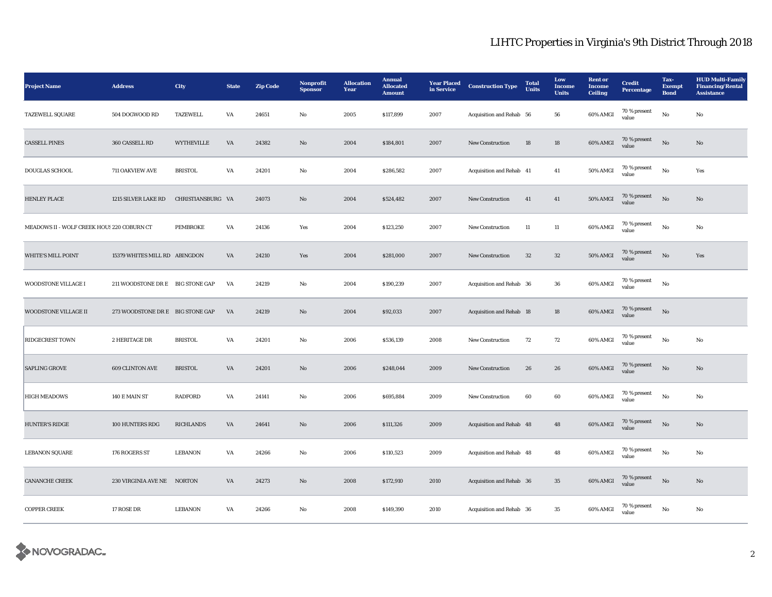# LIHTC Properties in Virginia's 9th District Through 2018

| Project Name | Address | City | State | Zip Code | Nonprofit Sponsor | Allocation Year | Annual Allocated Amount | Year Placed in Service | Construction Type | Total Units | Low Income Units | Rent or Income Ceiling | Credit Percentage | Tax-Exempt Bond | HUD Multi-Family Financing/Rental Assistance |
|---|---|---|---|---|---|---|---|---|---|---|---|---|---|---|---|
| TAZEWELL SQUARE | 504 DOGWOOD RD | TAZEWELL | VA | 24651 | No | 2005 | $117,899 | 2007 | Acquisition and Rehab | 56 | 56 | 60% AMGI | 70 % present value | No | No |
| CASSELL PINES | 360 CASSELL RD | WYTHEVILLE | VA | 24382 | No | 2004 | $184,801 | 2007 | New Construction | 18 | 18 | 60% AMGI | 70 % present value | No | No |
| DOUGLAS SCHOOL | 711 OAKVIEW AVE | BRISTOL | VA | 24201 | No | 2004 | $286,582 | 2007 | Acquisition and Rehab | 41 | 41 | 50% AMGI | 70 % present value | No | Yes |
| HENLEY PLACE | 1215 SILVER LAKE RD | CHRISTIANSBURG | VA | 24073 | No | 2004 | $524,482 | 2007 | New Construction | 41 | 41 | 50% AMGI | 70 % present value | No | No |
| MEADOWS II - WOLF CREEK HOUS | 220 COBURN CT | PEMBROKE | VA | 24136 | Yes | 2004 | $123,250 | 2007 | New Construction | 11 | 11 | 60% AMGI | 70 % present value | No | No |
| WHITE'S MILL POINT | 15379 WHITES MILL RD | ABINGDON | VA | 24210 | Yes | 2004 | $281,000 | 2007 | New Construction | 32 | 32 | 50% AMGI | 70 % present value | No | Yes |
| WOODSTONE VILLAGE I | 211 WOODSTONE DR E | BIG STONE GAP | VA | 24219 | No | 2004 | $190,239 | 2007 | Acquisition and Rehab | 36 | 36 | 60% AMGI | 70 % present value | No | |
| WOODSTONE VILLAGE II | 273 WOODSTONE DR E | BIG STONE GAP | VA | 24219 | No | 2004 | $92,033 | 2007 | Acquisition and Rehab | 18 | 18 | 60% AMGI | 70 % present value | No | |
| RIDGECREST TOWN | 2 HERITAGE DR | BRISTOL | VA | 24201 | No | 2006 | $536,139 | 2008 | New Construction | 72 | 72 | 60% AMGI | 70 % present value | No | No |
| SAPLING GROVE | 609 CLINTON AVE | BRISTOL | VA | 24201 | No | 2006 | $248,044 | 2009 | New Construction | 26 | 26 | 60% AMGI | 70 % present value | No | No |
| HIGH MEADOWS | 140 E MAIN ST | RADFORD | VA | 24141 | No | 2006 | $695,884 | 2009 | New Construction | 60 | 60 | 60% AMGI | 70 % present value | No | No |
| HUNTER'S RIDGE | 100 HUNTERS RDG | RICHLANDS | VA | 24641 | No | 2006 | $111,326 | 2009 | Acquisition and Rehab | 48 | 48 | 60% AMGI | 70 % present value | No | No |
| LEBANON SQUARE | 176 ROGERS ST | LEBANON | VA | 24266 | No | 2006 | $110,523 | 2009 | Acquisition and Rehab | 48 | 48 | 60% AMGI | 70 % present value | No | No |
| CANANCHE CREEK | 230 VIRGINIA AVE NE | NORTON | VA | 24273 | No | 2008 | $172,910 | 2010 | Acquisition and Rehab | 36 | 35 | 60% AMGI | 70 % present value | No | No |
| COPPER CREEK | 17 ROSE DR | LEBANON | VA | 24266 | No | 2008 | $149,390 | 2010 | Acquisition and Rehab | 36 | 35 | 60% AMGI | 70 % present value | No | No |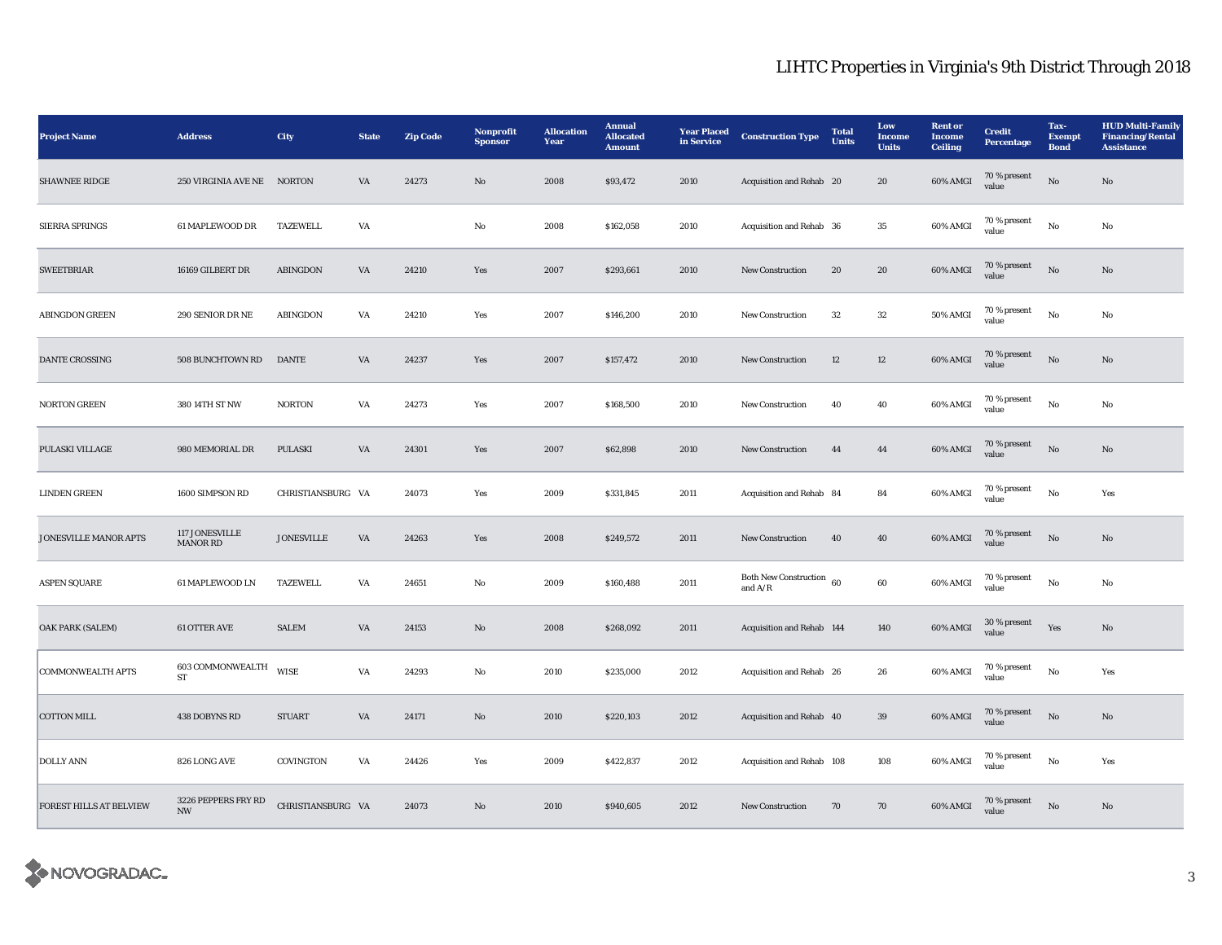# LIHTC Properties in Virginia's 9th District Through 2018

| Project Name | Address | City | State | Zip Code | Nonprofit Sponsor | Allocation Year | Annual Allocated Amount | Year Placed in Service | Construction Type | Total Units | Low Income Units | Rent or Income Ceiling | Credit Percentage | Tax-Exempt Bond | HUD Multi-Family Financing/Rental Assistance |
|---|---|---|---|---|---|---|---|---|---|---|---|---|---|---|---|
| SHAWNEE RIDGE | 250 VIRGINIA AVE NE | NORTON | VA | 24273 | No | 2008 | $93,472 | 2010 | Acquisition and Rehab | 20 | 20 | 60% AMGI | 70 % present value | No | No |
| SIERRA SPRINGS | 61 MAPLEWOOD DR | TAZEWELL | VA | | No | 2008 | $162,058 | 2010 | Acquisition and Rehab | 36 | 35 | 60% AMGI | 70 % present value | No | No |
| SWEETBRIAR | 16169 GILBERT DR | ABINGDON | VA | 24210 | Yes | 2007 | $293,661 | 2010 | New Construction | 20 | 20 | 60% AMGI | 70 % present value | No | No |
| ABINGDON GREEN | 290 SENIOR DR NE | ABINGDON | VA | 24210 | Yes | 2007 | $146,200 | 2010 | New Construction | 32 | 32 | 50% AMGI | 70 % present value | No | No |
| DANTE CROSSING | 508 BUNCHTOWN RD | DANTE | VA | 24237 | Yes | 2007 | $157,472 | 2010 | New Construction | 12 | 12 | 60% AMGI | 70 % present value | No | No |
| NORTON GREEN | 380 14TH ST NW | NORTON | VA | 24273 | Yes | 2007 | $168,500 | 2010 | New Construction | 40 | 40 | 60% AMGI | 70 % present value | No | No |
| PULASKI VILLAGE | 980 MEMORIAL DR | PULASKI | VA | 24301 | Yes | 2007 | $62,898 | 2010 | New Construction | 44 | 44 | 60% AMGI | 70 % present value | No | No |
| LINDEN GREEN | 1600 SIMPSON RD | CHRISTIANSBURG | VA | 24073 | Yes | 2009 | $331,845 | 2011 | Acquisition and Rehab | 84 | 84 | 60% AMGI | 70 % present value | No | Yes |
| JONESVILLE MANOR APTS | 117 JONESVILLE MANOR RD | JONESVILLE | VA | 24263 | Yes | 2008 | $249,572 | 2011 | New Construction | 40 | 40 | 60% AMGI | 70 % present value | No | No |
| ASPEN SQUARE | 61 MAPLEWOOD LN | TAZEWELL | VA | 24651 | No | 2009 | $160,488 | 2011 | Both New Construction and A/R | 60 | 60 | 60% AMGI | 70 % present value | No | No |
| OAK PARK (SALEM) | 61 OTTER AVE | SALEM | VA | 24153 | No | 2008 | $268,092 | 2011 | Acquisition and Rehab | 144 | 140 | 60% AMGI | 30 % present value | Yes | No |
| COMMONWEALTH APTS | 603 COMMONWEALTH ST | WISE | VA | 24293 | No | 2010 | $235,000 | 2012 | Acquisition and Rehab | 26 | 26 | 60% AMGI | 70 % present value | No | Yes |
| COTTON MILL | 438 DOBYNS RD | STUART | VA | 24171 | No | 2010 | $220,103 | 2012 | Acquisition and Rehab | 40 | 39 | 60% AMGI | 70 % present value | No | No |
| DOLLY ANN | 826 LONG AVE | COVINGTON | VA | 24426 | Yes | 2009 | $422,837 | 2012 | Acquisition and Rehab | 108 | 108 | 60% AMGI | 70 % present value | No | Yes |
| FOREST HILLS AT BELVIEW | 3226 PEPPERS FRY RD NW | CHRISTIANSBURG | VA | 24073 | No | 2010 | $940,605 | 2012 | New Construction | 70 | 70 | 60% AMGI | 70 % present value | No | No |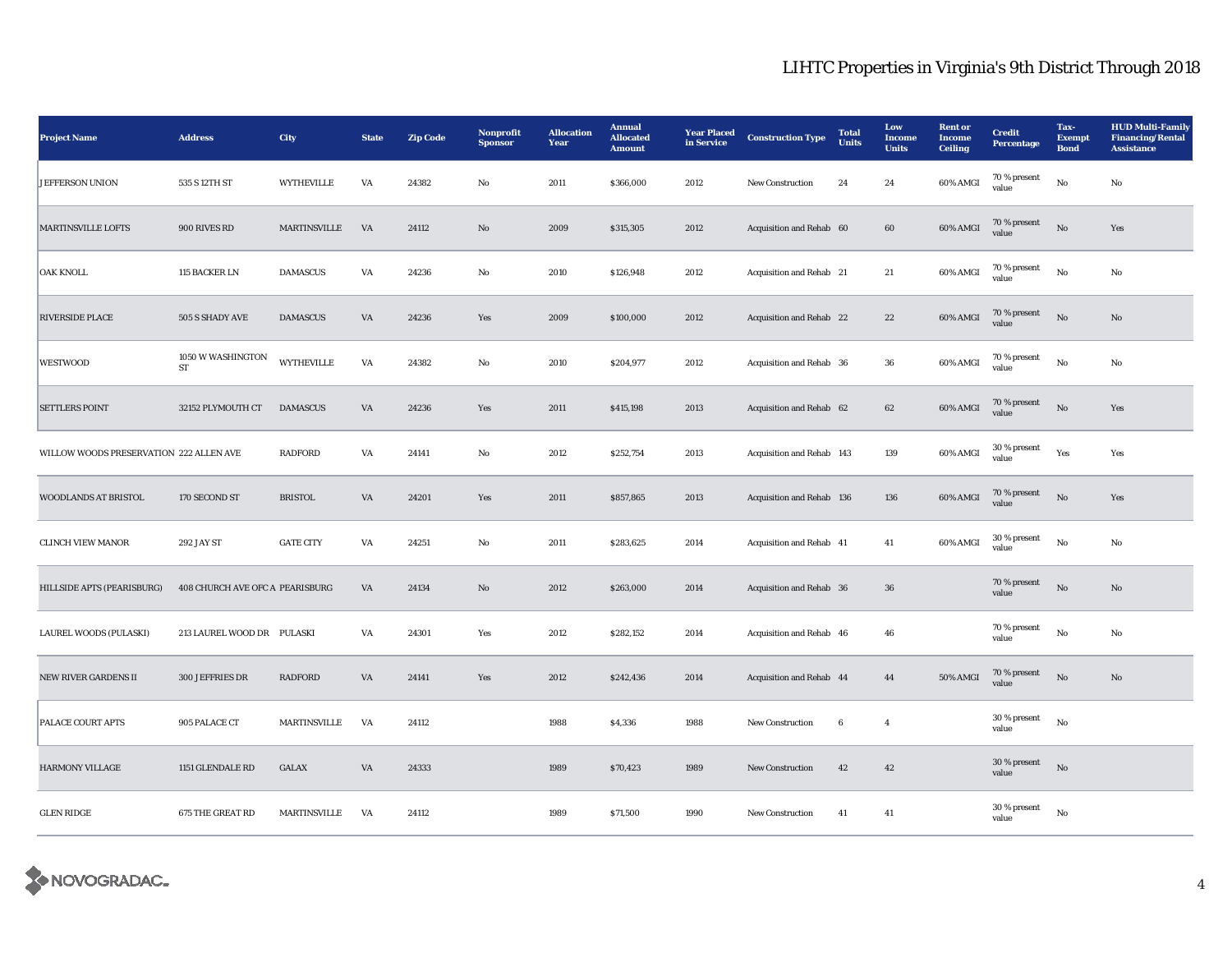## LIHTC Properties in Virginia's 9th District Through 2018

| Project Name | Address | City | State | Zip Code | Nonprofit Sponsor | Allocation Year | Annual Allocated Amount | Year Placed in Service | Construction Type | Total Units | Low Income Units | Rent or Income Ceiling | Credit Percentage | Tax-Exempt Bond | HUD Multi-Family Financing/Rental Assistance |
|---|---|---|---|---|---|---|---|---|---|---|---|---|---|---|---|
| JEFFERSON UNION | 535 S 12TH ST | WYTHEVILLE | VA | 24382 | No | 2011 | $366,000 | 2012 | New Construction | 24 | 24 | 60% AMGI | 70 % present value | No | No |
| MARTINSVILLE LOFTS | 900 RIVES RD | MARTINSVILLE | VA | 24112 | No | 2009 | $315,305 | 2012 | Acquisition and Rehab | 60 | 60 | 60% AMGI | 70 % present value | No | Yes |
| OAK KNOLL | 115 BACKER LN | DAMASCUS | VA | 24236 | No | 2010 | $126,948 | 2012 | Acquisition and Rehab | 21 | 21 | 60% AMGI | 70 % present value | No | No |
| RIVERSIDE PLACE | 505 S SHADY AVE | DAMASCUS | VA | 24236 | Yes | 2009 | $100,000 | 2012 | Acquisition and Rehab | 22 | 22 | 60% AMGI | 70 % present value | No | No |
| WESTWOOD | 1050 W WASHINGTON ST | WYTHEVILLE | VA | 24382 | No | 2010 | $204,977 | 2012 | Acquisition and Rehab | 36 | 36 | 60% AMGI | 70 % present value | No | No |
| SETTLERS POINT | 32152 PLYMOUTH CT | DAMASCUS | VA | 24236 | Yes | 2011 | $415,198 | 2013 | Acquisition and Rehab | 62 | 62 | 60% AMGI | 70 % present value | No | Yes |
| WILLOW WOODS PRESERVATION | 222 ALLEN AVE | RADFORD | VA | 24141 | No | 2012 | $252,754 | 2013 | Acquisition and Rehab | 143 | 139 | 60% AMGI | 30 % present value | Yes | Yes |
| WOODLANDS AT BRISTOL | 170 SECOND ST | BRISTOL | VA | 24201 | Yes | 2011 | $857,865 | 2013 | Acquisition and Rehab | 136 | 136 | 60% AMGI | 70 % present value | No | Yes |
| CLINCH VIEW MANOR | 292 JAY ST | GATE CITY | VA | 24251 | No | 2011 | $283,625 | 2014 | Acquisition and Rehab | 41 | 41 | 60% AMGI | 30 % present value | No | No |
| HILLSIDE APTS (PEARISBURG) | 408 CHURCH AVE OFC A | PEARISBURG | VA | 24134 | No | 2012 | $263,000 | 2014 | Acquisition and Rehab | 36 | 36 | | 70 % present value | No | No |
| LAUREL WOODS (PULASKI) | 213 LAUREL WOOD DR | PULASKI | VA | 24301 | Yes | 2012 | $282,152 | 2014 | Acquisition and Rehab | 46 | 46 | | 70 % present value | No | No |
| NEW RIVER GARDENS II | 300 JEFFRIES DR | RADFORD | VA | 24141 | Yes | 2012 | $242,436 | 2014 | Acquisition and Rehab | 44 | 44 | 50% AMGI | 70 % present value | No | No |
| PALACE COURT APTS | 905 PALACE CT | MARTINSVILLE | VA | 24112 | | 1988 | $4,336 | 1988 | New Construction | 6 | 4 | | 30 % present value | No | |
| HARMONY VILLAGE | 1151 GLENDALE RD | GALAX | VA | 24333 | | 1989 | $70,423 | 1989 | New Construction | 42 | 42 | | 30 % present value | No | |
| GLEN RIDGE | 675 THE GREAT RD | MARTINSVILLE | VA | 24112 | | 1989 | $71,500 | 1990 | New Construction | 41 | 41 | | 30 % present value | No | |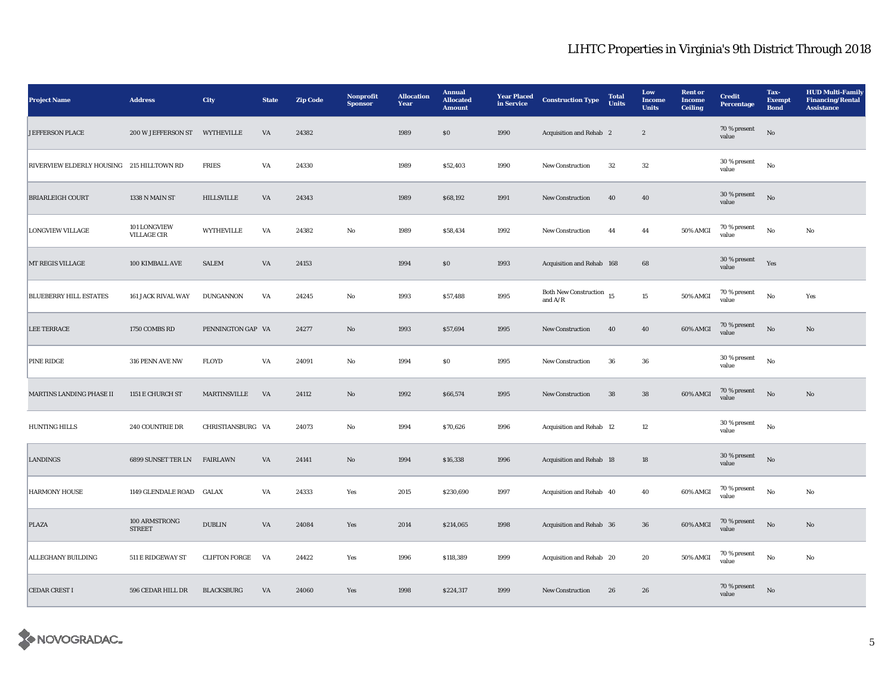# LIHTC Properties in Virginia's 9th District Through 2018

| Project Name | Address | City | State | Zip Code | Nonprofit Sponsor | Allocation Year | Annual Allocated Amount | Year Placed in Service | Construction Type | Total Units | Low Income Units | Rent or Income Ceiling | Credit Percentage | Tax-Exempt Bond | HUD Multi-Family Financing/Rental Assistance |
|---|---|---|---|---|---|---|---|---|---|---|---|---|---|---|---|
| JEFFERSON PLACE | 200 W JEFFERSON ST | WYTHEVILLE | VA | 24382 | | 1989 | $0 | 1990 | Acquisition and Rehab | 2 | 2 | | 70 % present value | No | |
| RIVERVIEW ELDERLY HOUSING | 215 HILLTOWN RD | FRIES | VA | 24330 | | 1989 | $52,403 | 1990 | New Construction | 32 | 32 | | 30 % present value | No | |
| BRIARLEIGH COURT | 1338 N MAIN ST | HILLSVILLE | VA | 24343 | | 1989 | $68,192 | 1991 | New Construction | 40 | 40 | | 30 % present value | No | |
| LONGVIEW VILLAGE | 101 LONGVIEW VILLAGE CIR | WYTHEVILLE | VA | 24382 | No | 1989 | $58,434 | 1992 | New Construction | 44 | 44 | 50% AMGI | 70 % present value | No | No |
| MT REGIS VILLAGE | 100 KIMBALL AVE | SALEM | VA | 24153 | | 1994 | $0 | 1993 | Acquisition and Rehab | 168 | 68 | | 30 % present value | Yes | |
| BLUEBERRY HILL ESTATES | 161 JACK RIVAL WAY | DUNGANNON | VA | 24245 | No | 1993 | $57,488 | 1995 | Both New Construction and A/R | 15 | 15 | 50% AMGI | 70 % present value | No | Yes |
| LEE TERRACE | 1750 COMBS RD | PENNINGTON GAP | VA | 24277 | No | 1993 | $57,694 | 1995 | New Construction | 40 | 40 | 60% AMGI | 70 % present value | No | No |
| PINE RIDGE | 316 PENN AVE NW | FLOYD | VA | 24091 | No | 1994 | $0 | 1995 | New Construction | 36 | 36 | | 30 % present value | No | |
| MARTINS LANDING PHASE II | 1151 E CHURCH ST | MARTINSVILLE | VA | 24112 | No | 1992 | $66,574 | 1995 | New Construction | 38 | 38 | 60% AMGI | 70 % present value | No | No |
| HUNTING HILLS | 240 COUNTRIE DR | CHRISTIANSBURG | VA | 24073 | No | 1994 | $70,626 | 1996 | Acquisition and Rehab | 12 | 12 | | 30 % present value | No | |
| LANDINGS | 6899 SUNSET TER LN | FAIRLAWN | VA | 24141 | No | 1994 | $16,338 | 1996 | Acquisition and Rehab | 18 | 18 | | 30 % present value | No | |
| HARMONY HOUSE | 1149 GLENDALE ROAD | GALAX | VA | 24333 | Yes | 2015 | $230,690 | 1997 | Acquisition and Rehab | 40 | 40 | 60% AMGI | 70 % present value | No | No |
| PLAZA | 100 ARMSTRONG STREET | DUBLIN | VA | 24084 | Yes | 2014 | $214,065 | 1998 | Acquisition and Rehab | 36 | 36 | 60% AMGI | 70 % present value | No | No |
| ALLEGHANY BUILDING | 511 E RIDGEWAY ST | CLIFTON FORGE | VA | 24422 | Yes | 1996 | $118,389 | 1999 | Acquisition and Rehab | 20 | 20 | 50% AMGI | 70 % present value | No | No |
| CEDAR CREST I | 596 CEDAR HILL DR | BLACKSBURG | VA | 24060 | Yes | 1998 | $224,317 | 1999 | New Construction | 26 | 26 | | 70 % present value | No | |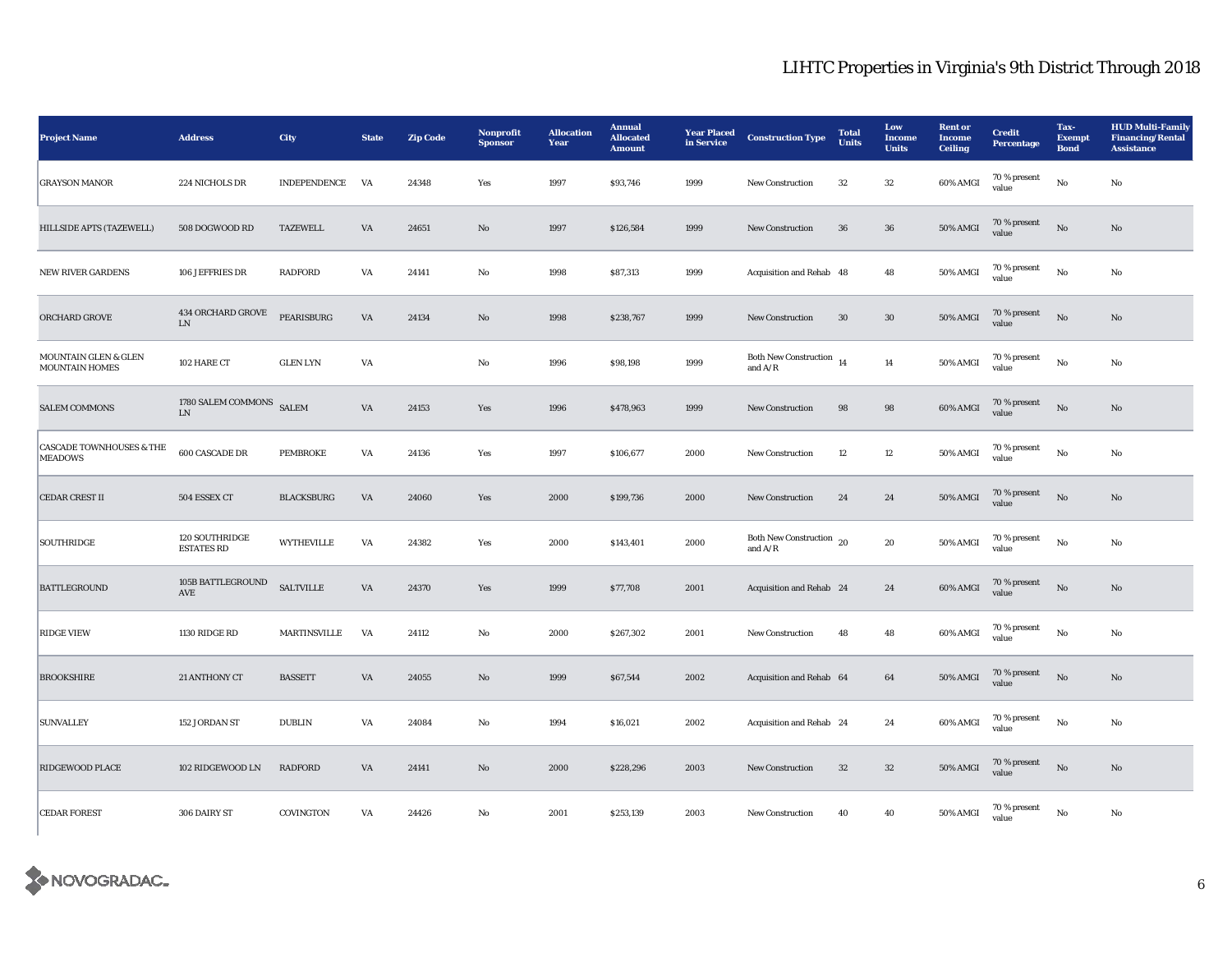# LIHTC Properties in Virginia's 9th District Through 2018

| Project Name | Address | City | State | Zip Code | Nonprofit Sponsor | Allocation Year | Annual Allocated Amount | Year Placed in Service | Construction Type | Total Units | Low Income Units | Rent or Income Ceiling | Credit Percentage | Tax-Exempt Bond | HUD Multi-Family Financing/Rental Assistance |
|---|---|---|---|---|---|---|---|---|---|---|---|---|---|---|---|
| GRAYSON MANOR | 224 NICHOLS DR | INDEPENDENCE | VA | 24348 | Yes | 1997 | $93,746 | 1999 | New Construction | 32 | 32 | 60% AMGI | 70 % present value | No | No |
| HILLSIDE APTS (TAZEWELL) | 508 DOGWOOD RD | TAZEWELL | VA | 24651 | No | 1997 | $126,584 | 1999 | New Construction | 36 | 36 | 50% AMGI | 70 % present value | No | No |
| NEW RIVER GARDENS | 106 JEFFRIES DR | RADFORD | VA | 24141 | No | 1998 | $87,313 | 1999 | Acquisition and Rehab | 48 | 48 | 50% AMGI | 70 % present value | No | No |
| ORCHARD GROVE | 434 ORCHARD GROVE LN | PEARISBURG | VA | 24134 | No | 1998 | $238,767 | 1999 | New Construction | 30 | 30 | 50% AMGI | 70 % present value | No | No |
| MOUNTAIN GLEN & GLEN MOUNTAIN HOMES | 102 HARE CT | GLEN LYN | VA | | No | 1996 | $98,198 | 1999 | Both New Construction and A/R | 14 | 14 | 50% AMGI | 70 % present value | No | No |
| SALEM COMMONS | 1780 SALEM COMMONS LN | SALEM | VA | 24153 | Yes | 1996 | $478,963 | 1999 | New Construction | 98 | 98 | 60% AMGI | 70 % present value | No | No |
| CASCADE TOWNHOUSES & THE MEADOWS | 600 CASCADE DR | PEMBROKE | VA | 24136 | Yes | 1997 | $106,677 | 2000 | New Construction | 12 | 12 | 50% AMGI | 70 % present value | No | No |
| CEDAR CREST II | 504 ESSEX CT | BLACKSBURG | VA | 24060 | Yes | 2000 | $199,736 | 2000 | New Construction | 24 | 24 | 50% AMGI | 70 % present value | No | No |
| SOUTHRIDGE | 120 SOUTHRIDGE ESTATES RD | WYTHEVILLE | VA | 24382 | Yes | 2000 | $143,401 | 2000 | Both New Construction and A/R | 20 | 20 | 50% AMGI | 70 % present value | No | No |
| BATTLEGROUND | 105B BATTLEGROUND AVE | SALTVILLE | VA | 24370 | Yes | 1999 | $77,708 | 2001 | Acquisition and Rehab | 24 | 24 | 60% AMGI | 70 % present value | No | No |
| RIDGE VIEW | 1130 RIDGE RD | MARTINSVILLE | VA | 24112 | No | 2000 | $267,302 | 2001 | New Construction | 48 | 48 | 60% AMGI | 70 % present value | No | No |
| BROOKSHIRE | 21 ANTHONY CT | BASSETT | VA | 24055 | No | 1999 | $67,544 | 2002 | Acquisition and Rehab | 64 | 64 | 50% AMGI | 70 % present value | No | No |
| SUNVALLEY | 152 JORDAN ST | DUBLIN | VA | 24084 | No | 1994 | $16,021 | 2002 | Acquisition and Rehab | 24 | 24 | 60% AMGI | 70 % present value | No | No |
| RIDGEWOOD PLACE | 102 RIDGEWOOD LN | RADFORD | VA | 24141 | No | 2000 | $228,296 | 2003 | New Construction | 32 | 32 | 50% AMGI | 70 % present value | No | No |
| CEDAR FOREST | 306 DAIRY ST | COVINGTON | VA | 24426 | No | 2001 | $253,139 | 2003 | New Construction | 40 | 40 | 50% AMGI | 70 % present value | No | No |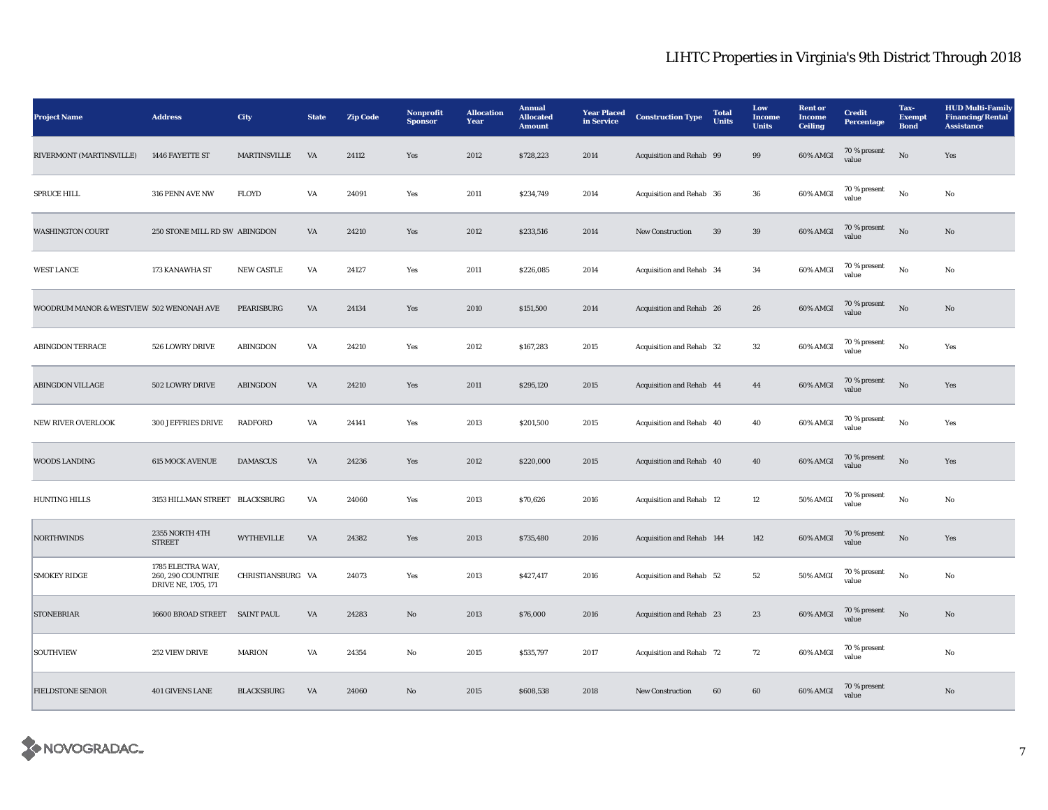# LIHTC Properties in Virginia's 9th District Through 2018

| Project Name | Address | City | State | Zip Code | Nonprofit Sponsor | Allocation Year | Annual Allocated Amount | Year Placed in Service | Construction Type | Total Units | Low Income Units | Rent or Income Ceiling | Credit Percentage | Tax-Exempt Bond | HUD Multi-Family Financing/Rental Assistance |
|---|---|---|---|---|---|---|---|---|---|---|---|---|---|---|---|
| RIVERMONT (MARTINSVILLE) | 1446 FAYETTE ST | MARTINSVILLE | VA | 24112 | Yes | 2012 | $728,223 | 2014 | Acquisition and Rehab | 99 | 99 | 60% AMGI | 70 % present value | No | Yes |
| SPRUCE HILL | 316 PENN AVE NW | FLOYD | VA | 24091 | Yes | 2011 | $234,749 | 2014 | Acquisition and Rehab | 36 | 36 | 60% AMGI | 70 % present value | No | No |
| WASHINGTON COURT | 250 STONE MILL RD SW | ABINGDON | VA | 24210 | Yes | 2012 | $233,516 | 2014 | New Construction | 39 | 39 | 60% AMGI | 70 % present value | No | No |
| WEST LANCE | 173 KANAWHA ST | NEW CASTLE | VA | 24127 | Yes | 2011 | $226,085 | 2014 | Acquisition and Rehab | 34 | 34 | 60% AMGI | 70 % present value | No | No |
| WOODRUM MANOR & WESTVIEW | 502 WENONAH AVE | PEARISBURG | VA | 24134 | Yes | 2010 | $151,500 | 2014 | Acquisition and Rehab | 26 | 26 | 60% AMGI | 70 % present value | No | No |
| ABINGDON TERRACE | 526 LOWRY DRIVE | ABINGDON | VA | 24210 | Yes | 2012 | $167,283 | 2015 | Acquisition and Rehab | 32 | 32 | 60% AMGI | 70 % present value | No | Yes |
| ABINGDON VILLAGE | 502 LOWRY DRIVE | ABINGDON | VA | 24210 | Yes | 2011 | $295,120 | 2015 | Acquisition and Rehab | 44 | 44 | 60% AMGI | 70 % present value | No | Yes |
| NEW RIVER OVERLOOK | 300 JEFFRIES DRIVE | RADFORD | VA | 24141 | Yes | 2013 | $201,500 | 2015 | Acquisition and Rehab | 40 | 40 | 60% AMGI | 70 % present value | No | Yes |
| WOODS LANDING | 615 MOCK AVENUE | DAMASCUS | VA | 24236 | Yes | 2012 | $220,000 | 2015 | Acquisition and Rehab | 40 | 40 | 60% AMGI | 70 % present value | No | Yes |
| HUNTING HILLS | 3153 HILLMAN STREET | BLACKSBURG | VA | 24060 | Yes | 2013 | $70,626 | 2016 | Acquisition and Rehab | 12 | 12 | 50% AMGI | 70 % present value | No | No |
| NORTHWINDS | 2355 NORTH 4TH STREET | WYTHEVILLE | VA | 24382 | Yes | 2013 | $735,480 | 2016 | Acquisition and Rehab | 144 | 142 | 60% AMGI | 70 % present value | No | Yes |
| SMOKEY RIDGE | 1785 ELECTRA WAY, 260, 290 COUNTRIE DRIVE NE, 1705, 171 | CHRISTIANSBURG | VA | 24073 | Yes | 2013 | $427,417 | 2016 | Acquisition and Rehab | 52 | 52 | 50% AMGI | 70 % present value | No | No |
| STONEBRIAR | 16600 BROAD STREET | SAINT PAUL | VA | 24283 | No | 2013 | $76,000 | 2016 | Acquisition and Rehab | 23 | 23 | 60% AMGI | 70 % present value | No | No |
| SOUTHVIEW | 252 VIEW DRIVE | MARION | VA | 24354 | No | 2015 | $535,797 | 2017 | Acquisition and Rehab | 72 | 72 | 60% AMGI | 70 % present value | | No |
| FIELDSTONE SENIOR | 401 GIVENS LANE | BLACKSBURG | VA | 24060 | No | 2015 | $608,538 | 2018 | New Construction | 60 | 60 | 60% AMGI | 70 % present value | | No |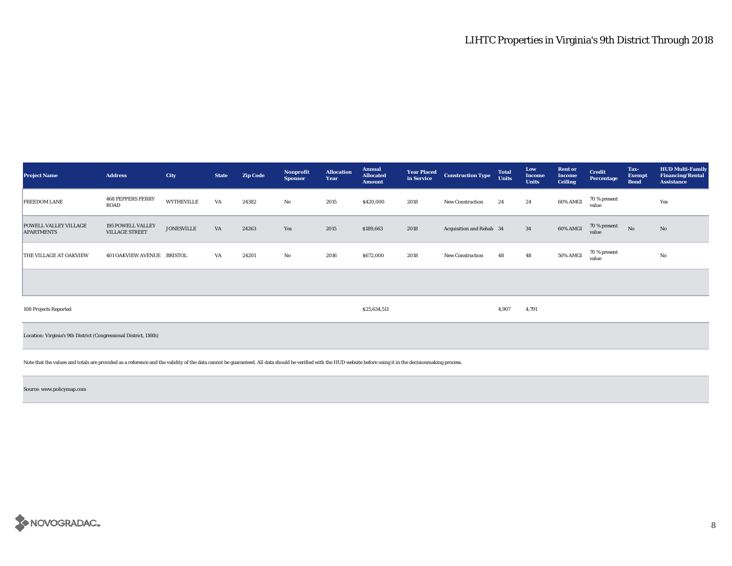| Project Name | Address | City | State | Zip Code | Nonprofit Sponsor | Allocation Year | Annual Allocated Amount | Year Placed in Service | Construction Type | Total Units | Low Income Units | Rent or Income Ceiling | Credit Percentage | Tax-Exempt Bond | HUD Multi-Family Financing/Rental Assistance |
|---|---|---|---|---|---|---|---|---|---|---|---|---|---|---|---|
| FREEDOM LANE | 468 PEPPERS FERRY ROAD | WYTHEVILLE | VA | 24382 | No | 2015 | $420,000 | 2018 | New Construction | 24 | 24 | 60% AMGI | 70 % present value | | Yes |
| POWELL VALLEY VILLAGE APARTMENTS | 195 POWELL VALLEY VILLAGE STREET | JONESVILLE | VA | 24263 | Yes | 2015 | $189,663 | 2018 | Acquisition and Rehab | 34 | 34 | 60% AMGI | 70 % present value | No | No |
| THE VILLAGE AT OAKVIEW | 401 OAKVIEW AVENUE | BRISTOL | VA | 24201 | No | 2016 | $672,000 | 2018 | New Construction | 48 | 48 | 50% AMGI | 70 % present value | | No |
| | | | | | | | | | | | | | | | |
| 108 Projects Reported | | | | | | | $25,634,511 | | | 4,907 | 4,791 | | | | |

Location: Virginia's 9th District (Congressional District, 116th)

Note that the values and totals are provided as a reference and the validity of the data cannot be guaranteed. All data should be verified with the HUD website before using it in the decisionmaking process.

Source: www.policymap.com